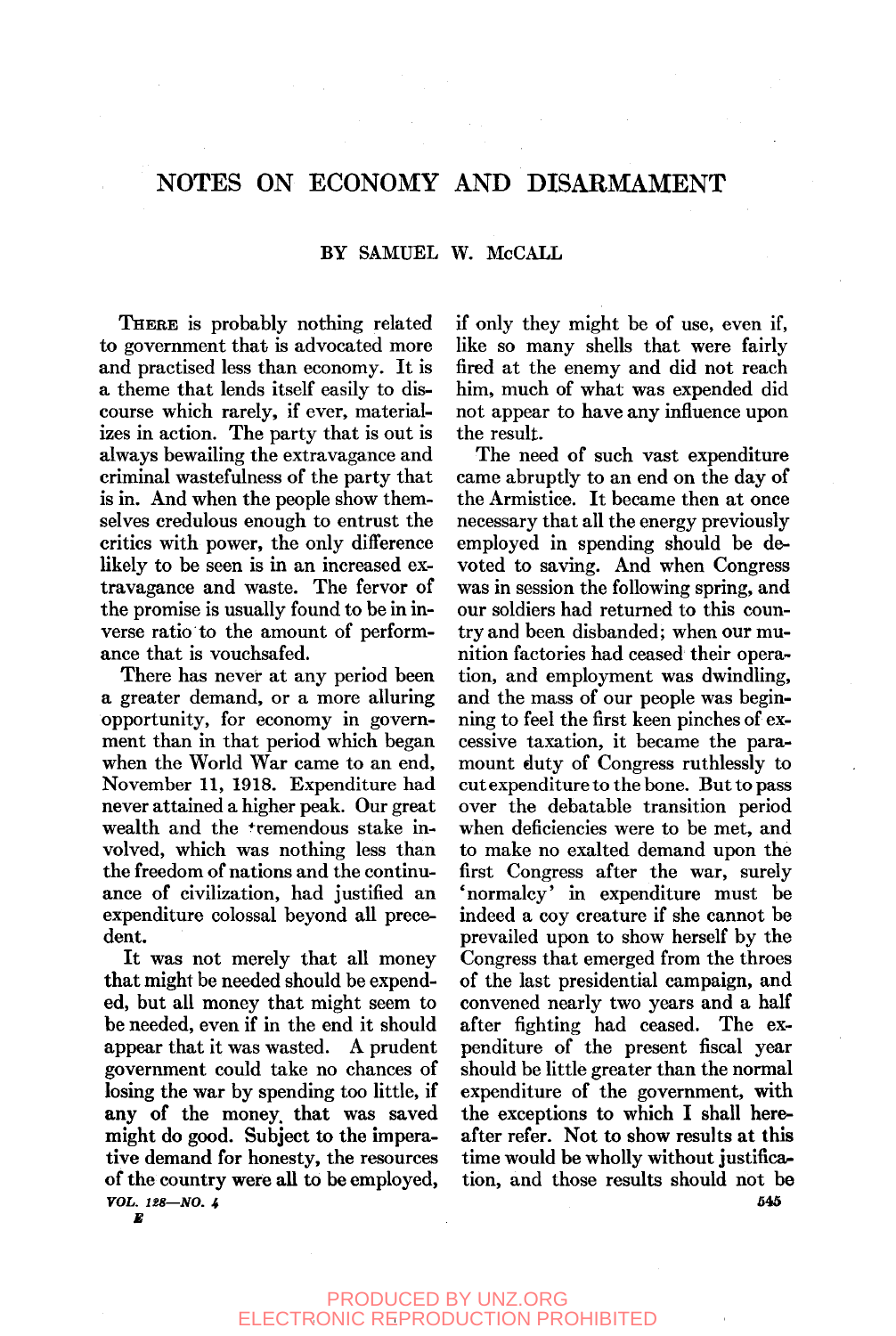# NOTES ON ECONOMY AND DISARMAMENT

BY SAMUEL W. McCALL

THERE is probably nothing related to government that is advocated more and practised less than economy. It is a theme that lends itself easily to discourse which rarely, if ever, materializes in action. The party that is out is always bewailing the extravagance and criminal wastefulness of the party that is in. And when the people show themselves credulous enough to entrust the critics with power, the only difference likely to be seen is in an increased extravagance and waste. The fervor of the promise is usually found to be in inverse ratio to the amount of performance that is vouchsafed.

There has never at any period been a greater demand, or a more alluring opportunity, for economy in government than in that period which began when the World War came to an end, November 11, 1918. Expenditure had never attained a higher peak. Our great wealth and the tremendous stake involved, which was nothing less than the freedom of nations and the continuance of civilization, had justified an expenditure colossal beyond all precedent.

It was not merely that all money that might be needed should be expended, but all money that might seem to be needed, even if in the end it should appear that it was wasted. A prudent government could take no chances of losing the war by spending too little, if any of the money that was saved might do good. Subject to the imperative demand for honesty, the resources of the country were all to be employed, if only they might be of use, even if, like so many shells that were fairly fired at the enemy and did not reach him, much of what was expended did not appear to have any influence upon the result.

The need of such vast expenditure came abruptly to an end on the day of the Armistice. It became then at once necessary that all the energy previously employed in spending should be devoted to saving. And when Congress was in session the following spring, and our soldiers had returned to this country and been disbanded; when our munition factories had ceased their operation, and employment was dwindling, and the mass of our people was beginning to feel the first keen pinches of excessive taxation, it became the paramount duty of Congress ruthlessly to cut expenditure to the bone. But to pass over the debatable transition period when deficiencies were to be met, and to make no exalted demand upon the first Congress after the war, surely 'normalcy' in expenditure must be indeed a coy creature if she cannot be prevailed upon to show herself by the Congress that emerged from the throes of the last presidential campaign, and convened nearly two years and a half after fighting had ceased. The expenditure of the present fiscal year should be little greater than the normal expenditure of the government, with the exceptions to which I shall hereafter refer. Not to show results at this time would be wholly without justification, and those results should not be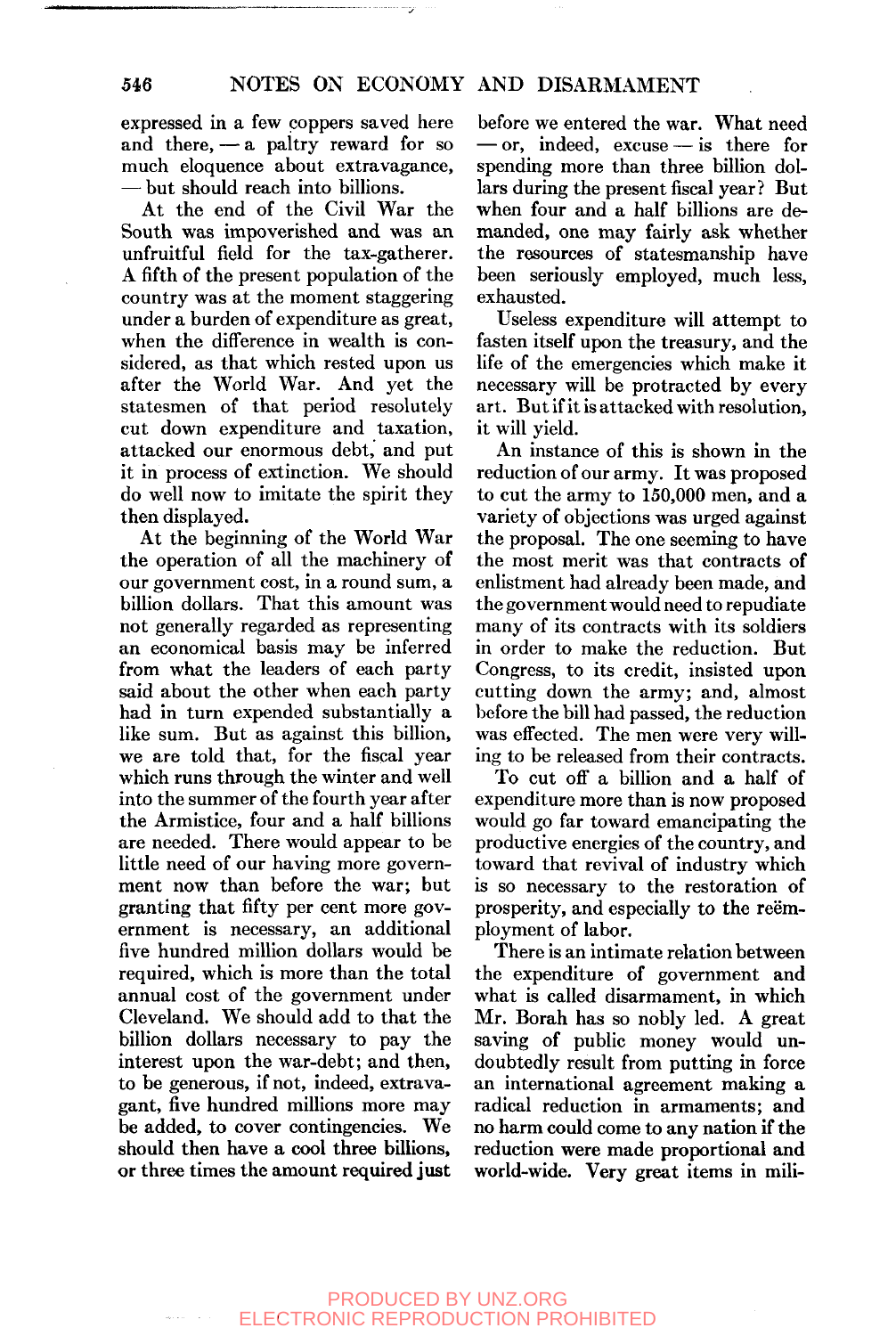expressed in a few coppers saved here and there, — a paltry reward for so much eloquence about extravagance, — but should reach into billions.

At the end of the Civil War the South was impoverished and was an unfruitful field for the tax-gatherer. A fifth of the present population of the country was at the moment staggering under a burden of expenditure as great, when the difference in wealth is considered, as that which rested upon us after the World War. And yet the statesmen of that period resolutely cut down expenditure and taxation, attacked our enormous debt, and put it in process of extinction. We should do well now to imitate the spirit they then displayed.

At the beginning of the World War the operation of all the machinery of our government cost, in a round sum, a billion dollars. That this amount was not generally regarded as representing an economical basis may be inferred from what the leaders of each party said about the other when each party had in turn expended substantially a like sum. But as against this billion, we are told that, for the fiscal year which runs through the winter and well into the summer of the fourth year after the Armistice, four and a half billions are needed. There would appear to be little need of our having more government now than before the war; but granting that fifty per cent more government is necessary, an additional five hundred million dollars would be required, which is more than the total annual cost of the government under Cleveland. We should add to that the billion dollars necessary to pay the interest upon the war-debt; and then, to be generous, if not, indeed, extravagant, five hundred millions more may be added, to cover contingencies. We should then have a cool three billions, or three times the amount required just before we entered the war. What need — or, indeed, excuse — is there for spending more than three billion dollars during the present fiscal year? But when four and a half billions are demanded, one may fairly ask whether the resources of statesmanship have been seriously employed, much less, exhausted.

Useless expenditure will attempt to fasten itself upon the treasury, and the life of the emergencies which make it necessary will be protracted by every art. But if it is attacked with resolution, it will yield.

An instance of this is shown in the reduction of our army. It was proposed to cut the army to 150,000 men, and a variety of objections was urged against the proposal. The one seeming to have the most merit was that contracts of enlistment had already been made, and the government would need to repudiate many of its contracts with its soldiers in order to make the reduction. But Congress, to its credit, insisted upon cutting down the army; and, almost before the bill had passed, the reduction was effected. The men were very willing to be released from their contracts.

To cut off a billion and a half of expenditure more than is now proposed would go far toward emancipating the productive energies of the country, and toward that revival of industry which is so necessary to the restoration of prosperity, and especially to the reëmployment of labor.

There is an intimate relation between the expenditure of government and what is called disarmament, in which Mr. Borah has so nobly led. A great saving of public money would undoubtedly result from putting in force an international agreement making a radical reduction in armaments; and no harm could come to any nation if the reduction were made proportional and world-wide. Very great items in mili-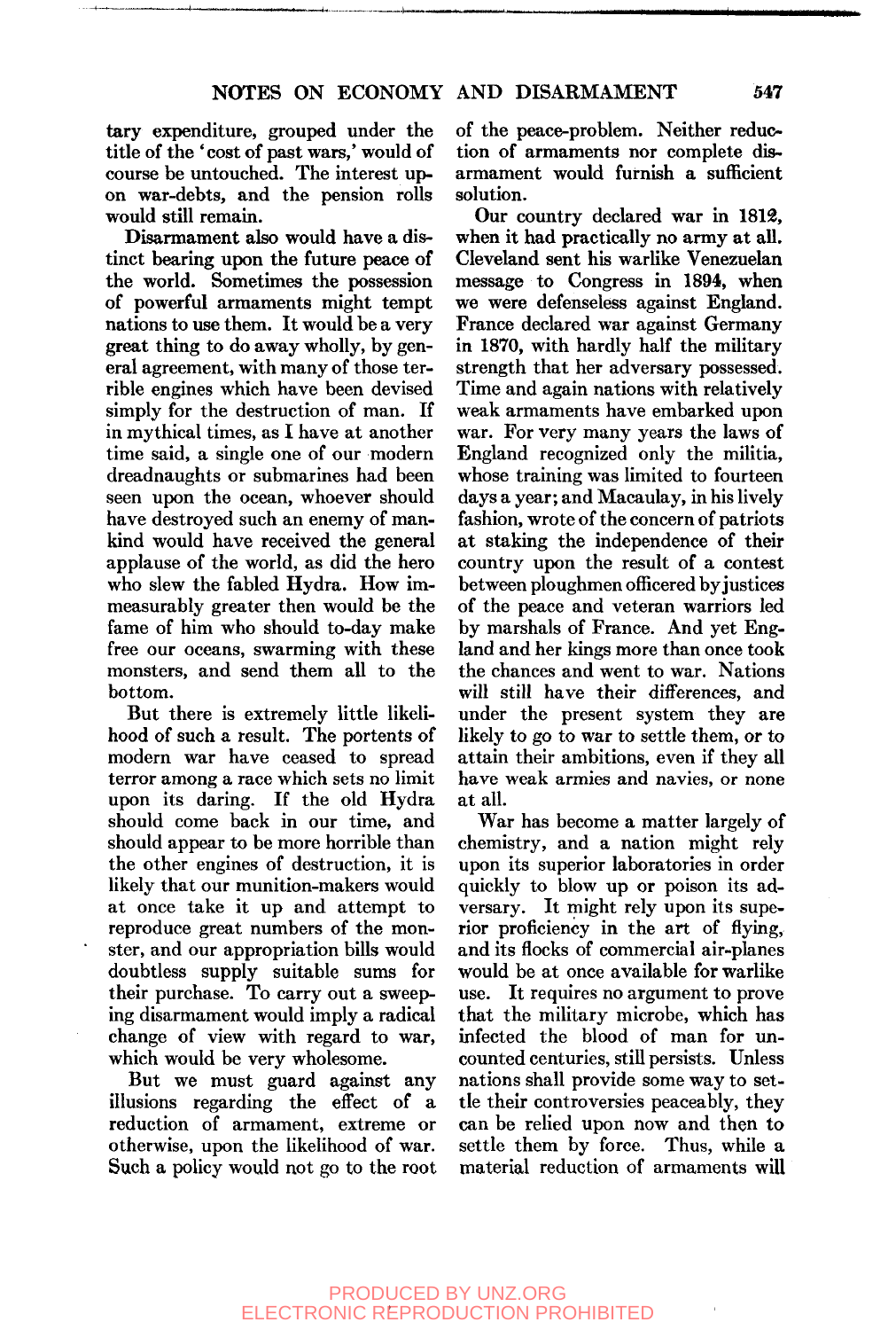tary expenditure, grouped under the title of the 'cost of past wars,' would of course be untouched. The interest upon war-debts, and the pension rolls would still remain.

Disarmament also would have a distinct bearing upon the future peace of the world. Sometimes the possession of powerful armaments might tempt nations to use them. It would be a very great thing to do away wholly, by general agreement, with many of those terrible engines which have been devised simply for the destruction of man. If in mythical times, as I have at another time said, a single one of our modern dreadnaughts or submarines had been seen upon the ocean, whoever should have destroyed such an enemy of mankind would have received the general applause of the world, as did the hero who slew the fabled Hydra. How immeasurably greater then would be the fame of him who should to-day make free our oceans, swarming with these monsters, and send them all to the bottom.

But there is extremely little likelihood of such a result. The portents of modern war have ceased to spread terror among a race which sets no limit upon its daring. If the old Hydra should come back in our time, and should appear to be more horrible than the other engines of destruction, it is likely that our munition-makers would at once take it up and attempt to reproduce great numbers of the monster, and our appropriation bills would doubtless supply suitable sums for their purchase. To carry out a sweeping disarmament would imply a radical change of view with regard to war, which would be very wholesome.

But we must guard against any illusions regarding the effect of a reduction of armament, extreme or otherwise, upon the likelihood of war. Such a policy would not go to the root of the peace-problem. Neither reduction of armaments nor complete disarmament would furnish a sufficient solution.

Our country declared war in 1812, when it had practically no army at all. Cleveland sent his warlike Venezuelan message to Congress in 1894, when we were defenseless against England. France declared war against Germany in 1870, with hardly half the military strength that her adversary possessed. Time and again nations with relatively weak armaments have embarked upon war. For very many years the laws of England recognized only the militia, whose training was limited to fourteen days a year; and Macaulay, in his lively fashion, wrote of the concern of patriots at staking the independence of their country upon the result of a contest between ploughmen officered by justices of the peace and veteran warriors led by marshals of France. And yet England and her kings more than once took the chances and went to war. Nations will still have their differences, and under the present system they are likely to go to war to settle them, or to attain their ambitions, even if they all have weak armies and navies, or none at all.

War has become a matter largely of chemistry, and a nation might rely upon its superior laboratories in order quickly to blow up or poison its adversary. It might rely upon its superior proficiency in the art of flying, and its flocks of commercial air-planes would be at once available for warlike use. It requires no argument to prove that the military microbe, which has infected the blood of man for uncounted centuries, still persists. Unless nations shall provide some way to settle their controversies peaceably, they can be relied upon now and then to settle them by force. Thus, while a material reduction of armaments will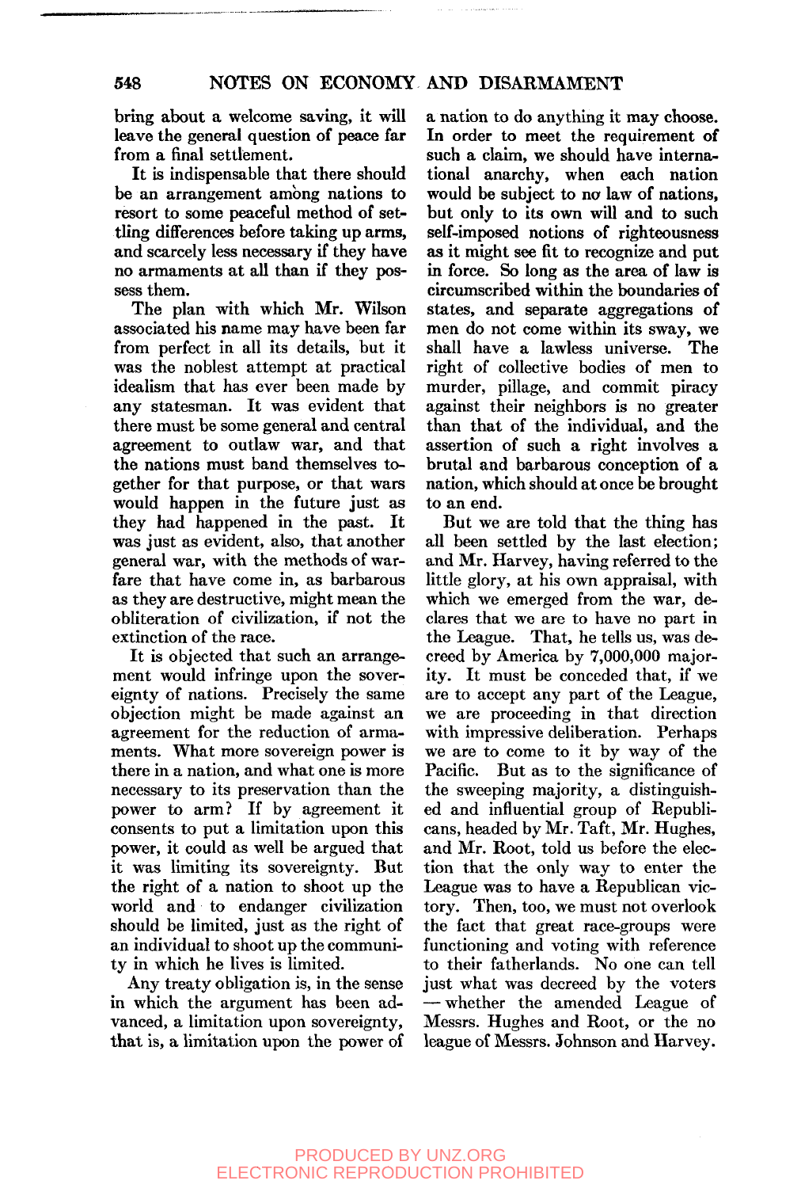bring about a welcome saving, it will leave the general question of peace far from a final settlement.

It is indispensable that there should be an arrangement among nations to resort to some peaceful method of settling differences before taking up arms, and scarcely less necessary if they have no armaments at all than if they possess them.

The plan with which Mr. Wilson associated his name may have been far from perfect in all its details, but it was the noblest attempt at practical idealism that has ever been made by any statesman. It was evident that there must be some general and central agreement to outlaw war, and that the nations must band themselves together for that purpose, or that wars would happen in the future just as they had happened in the past. It was just as evident, also, that another general war, with the methods of warfare that have come in, as barbarous as they are destructive, might mean the obliteration of civilization, if not the extinction of the race.

It is objected that such an arrangement would infringe upon the sovereignty of nations. Precisely the same objection might be made against an agreement for the reduction of armaments. What more sovereign power is there in a nation, and what one is more necessary to its preservation than the power to arm? If by agreement it consents to put a limitation upon this power, it could as well be argued that it was limiting its sovereignty. But the right of a nation to shoot up the world and to endanger civilization should be limited, just as the right of an individual to shoot up the community in which he lives is limited.

Any treaty obligation is, in the sense in which the argument has been advanced, a limitation upon sovereignty, that is, a limitation upon the power of a nation to do anything it may choose. In order to meet the requirement of such a claim, we should have international anarchy, when each nation would be subject to no law of nations, but only to its own will and to such self-imposed notions of righteousness as it might see fit to recognize and put in force. So long as the area of law is circumscribed within the boundaries of states, and separate aggregations of men do not come within its sway, we shall have a lawless universe. The right of collective bodies of men to murder, pillage, and commit piracy against their neighbors is no greater than that of the individual, and the assertion of such a right involves a brutal and barbarous conception of a nation, which should at once be brought to an end.

But we are told that the thing has all been settled by the last election; and Mr. Harvey, having referred to the little glory, at his own appraisal, with which we emerged from the war, declares that we are to have no part in the League. That, he tells us, was decreed by America by 7,000,000 majority. It must be conceded that, if we are to accept any part of the League, we are proceeding in that direction with impressive deliberation. Perhaps we are to come to it by way of the Pacific. But as to the significance of the sweeping majority, a distinguished and influential group of Republicans, headed by Mr. Taft, Mr. Hughes, and Mr. Root, told us before the election that the only way to enter the League was to have a Republican victory. Then, too, we must not overlook the fact that great race-groups were functioning and voting with reference to their fatherlands. No one can tell just what was decreed by the voters — whether the amended League of Messrs. Hughes and Root, or the no league of Messrs. Johnson and Harvey.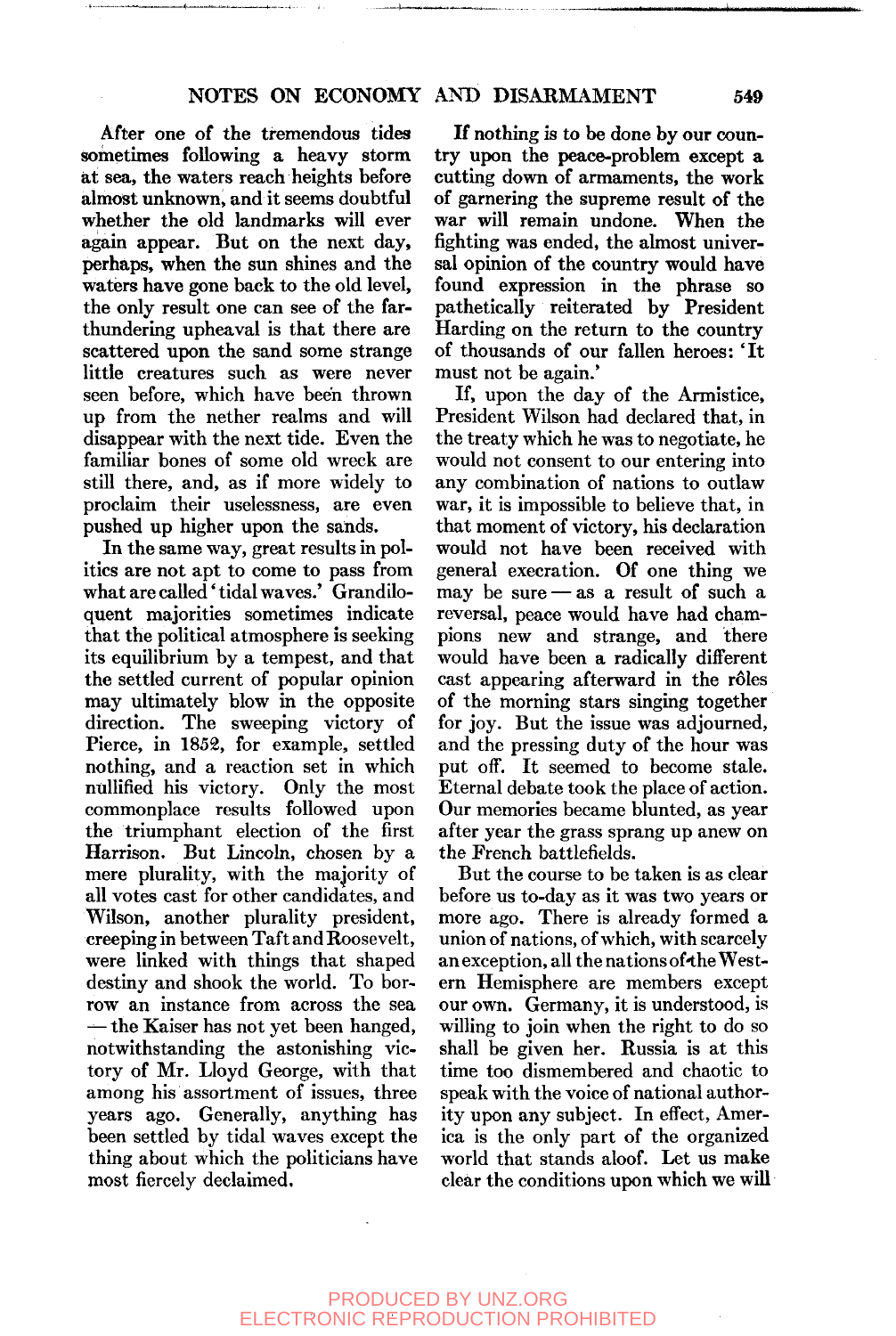After one of the tremendous tides sometimes following a heavy storm at sea, the waters reach heights before almost unknown, and it seems doubtful whether the old landmarks will ever again appear. But on the next day, perhaps, when the sun shines and the waters have gone back to the old level, the only result one can see of the far-thundering upheaval is that there are scattered upon the sand some strange little creatures such as were never seen before, which have been thrown up from the nether realms and will disappear with the next tide. Even the familiar bones of some old wreck are still there, and, as if more widely to proclaim their uselessness, are even pushed up higher upon the sands.

In the same way, great results in politics are not apt to come to pass from what are called 'tidal waves.' Grandiloquent majorities sometimes indicate that the political atmosphere is seeking its equilibrium by a tempest, and that the settled current of popular opinion may ultimately blow in the opposite direction. The sweeping victory of Pierce, in 1852, for example, settled nothing, and a reaction set in which nullified his victory. Only the most commonplace results followed upon the triumphant election of the first Harrison. But Lincoln, chosen by a mere plurality, with the majority of all votes cast for other candidates, and Wilson, another plurality president, creeping in between Taft and Roosevelt, were linked with things that shaped destiny and shook the world. To borrow an instance from across the sea — the Kaiser has not yet been hanged, notwithstanding the astonishing victory of Mr. Lloyd George, with that among his assortment of issues, three years ago. Generally, anything has been settled by tidal waves except the thing about which the politicians have most fiercely declaimed.

If nothing is to be done by our country upon the peace-problem except a cutting down of armaments, the work of garnering the supreme result of the war will remain undone. When the fighting was ended, the almost universal opinion of the country would have found expression in the phrase so pathetically reiterated by President Harding on the return to the country of thousands of our fallen heroes: 'It must not be again.'

If, upon the day of the Armistice, President Wilson had declared that, in the treaty which he was to negotiate, he would not consent to our entering into any combination of nations to outlaw war, it is impossible to believe that, in that moment of victory, his declaration would not have been received with general execration. Of one thing we may be sure — as a result of such a reversal, peace would have had champions new and strange, and there would have been a radically different cast appearing afterward in the rôles of the morning stars singing together for joy. But the issue was adjourned, and the pressing duty of the hour was put off. It seemed to become stale. Eternal debate took the place of action. Our memories became blunted, as year after year the grass sprang up anew on the French battlefields.

But the course to be taken is as clear before us to-day as it was two years or more ago. There is already formed a union of nations, of which, with scarcely an exception, all the nations of the Western Hemisphere are members except our own. Germany, it is understood, is willing to join when the right to do so shall be given her. Russia is at this time too dismembered and chaotic to speak with the voice of national authority upon any subject. In effect, America is the only part of the organized world that stands aloof. Let us make clear the conditions upon which we will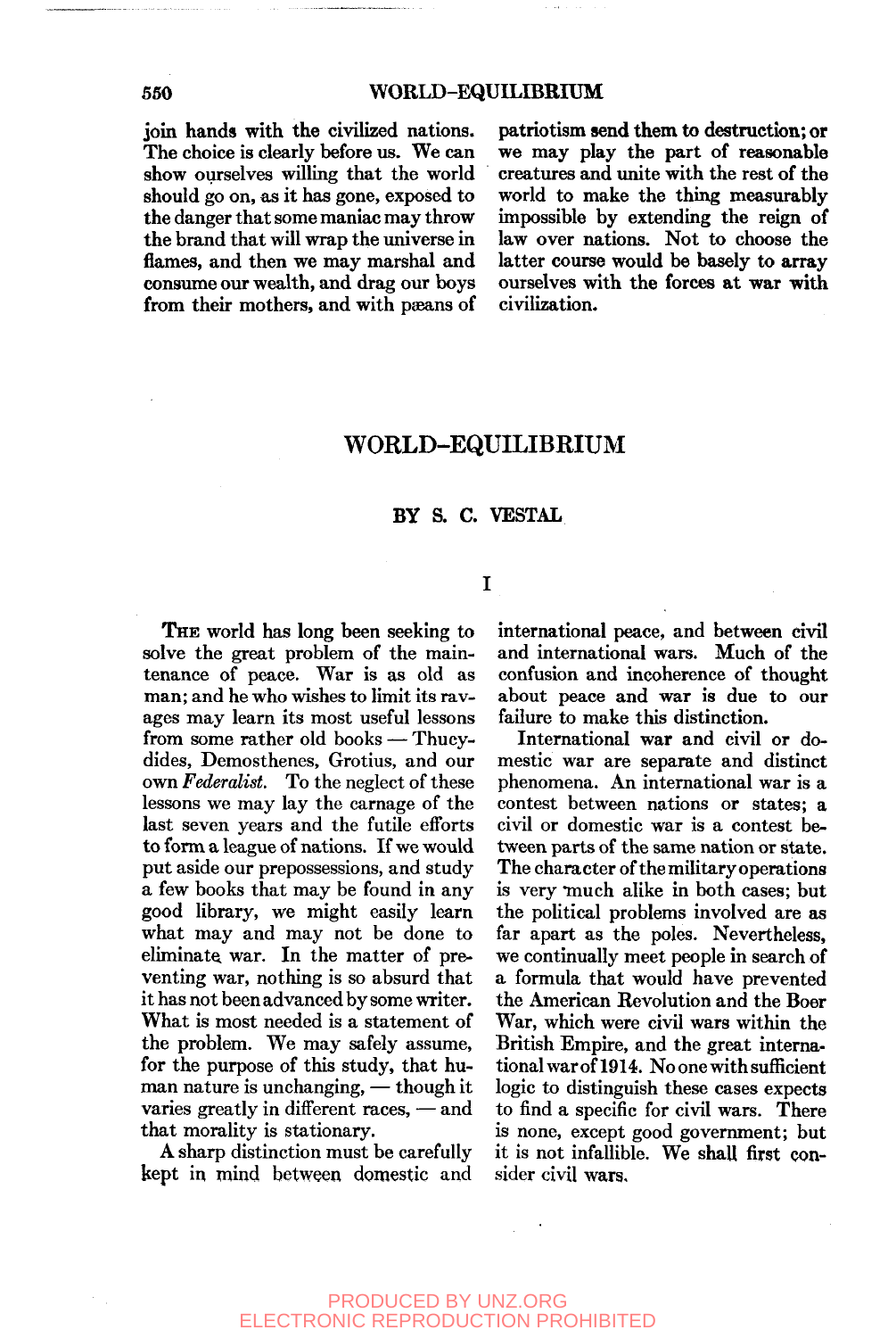join hands with the civilized nations. The choice is clearly before us. We can show ourselves willing that the world should go on, as it has gone, exposed to the danger that some maniac may throw the brand that will wrap the universe in flames, and then we may marshal and consume our wealth, and drag our boys from their mothers, and with pæans of patriotism send them to destruction; or we may play the part of reasonable creatures and unite with the rest of the world to make the thing measurably impossible by extending the reign of law over nations. Not to choose the latter course would be basely to array ourselves with the forces at war with civilization.

# WORLD-EQUILIBRIUM

**BY S. C. VESTAL**

## I

The world has long been seeking to solve the great problem of the maintenance of peace. War is as old as man; and he who wishes to limit its ravages may learn its most useful lessons from some rather old books — Thucydides, Demosthenes, Grotius, and our own *Federalist*. To the neglect of these lessons we may lay the carnage of the last seven years and the futile efforts to form a league of nations. If we would put aside our prepossessions, and study a few books that may be found in any good library, we might easily learn what may and may not be done to eliminate war. In the matter of preventing war, nothing is so absurd that it has not been advanced by some writer. What is most needed is a statement of the problem. We may safely assume, for the purpose of this study, that human nature is unchanging, — though it varies greatly in different races, — and that morality is stationary.

A sharp distinction must be carefully kept in mind between domestic and international peace, and between civil and international wars. Much of the confusion and incoherence of thought about peace and war is due to our failure to make this distinction.

International war and civil or domestic war are separate and distinct phenomena. An international war is a contest between nations or states; a civil or domestic war is a contest between parts of the same nation or state. The character of the military operations is very much alike in both cases; but the political problems involved are as far apart as the poles. Nevertheless, we continually meet people in search of a formula that would have prevented the American Revolution and the Boer War, which were civil wars within the British Empire, and the great international war of 1914. No one with sufficient logic to distinguish these cases expects to find a specific for civil wars. There is none, except good government; but it is not infallible. We shall first consider civil wars.